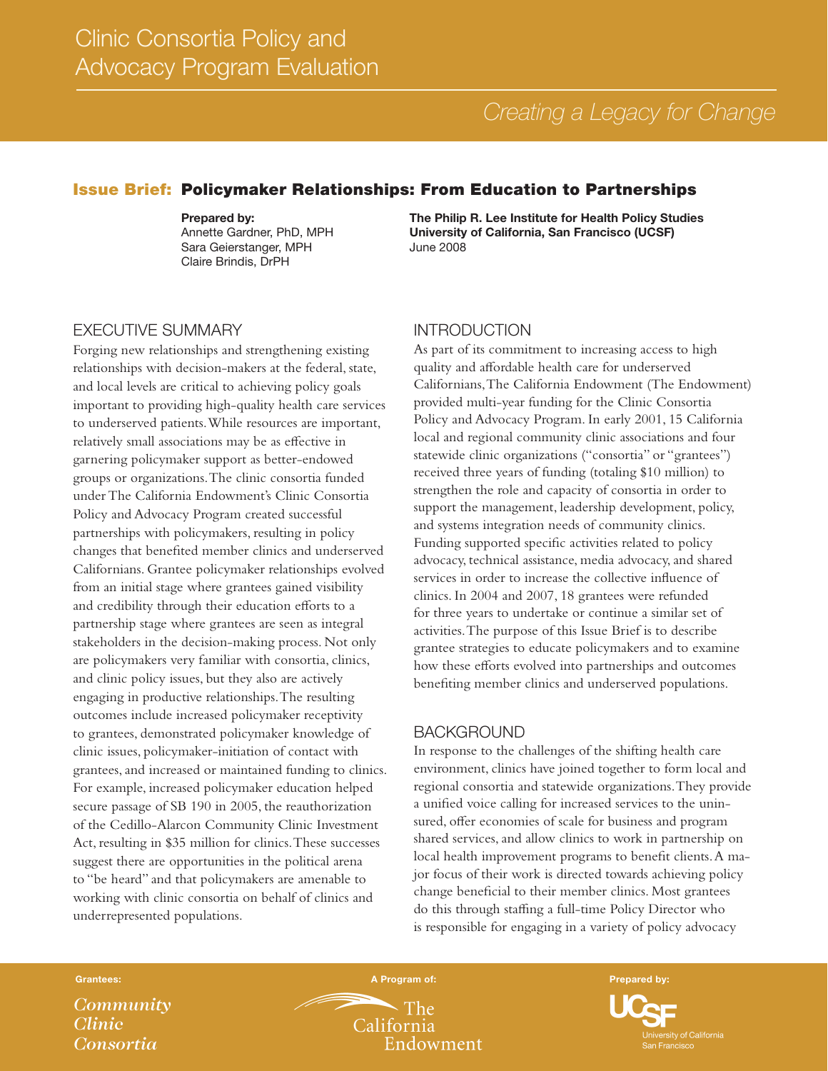# Clinic Consortia Policy and Advocacy Program Evaluation

*Creating a Legacy for Change*

## Issue Brief: Policymaker Relationships: From Education to Partnerships

**Prepared by:**
Annette Gardner, PhD, MPH
Sara Geierstanger, MPH
Claire Brindis, DrPH

**The Philip R. Lee Institute for Health Policy Studies**
**University of California, San Francisco (UCSF)**
June 2008

### EXECUTIVE SUMMARY

Forging new relationships and strengthening existing relationships with decision-makers at the federal, state, and local levels are critical to achieving policy goals important to providing high-quality health care services to underserved patients. While resources are important, relatively small associations may be as effective in garnering policymaker support as better-endowed groups or organizations. The clinic consortia funded under The California Endowment's Clinic Consortia Policy and Advocacy Program created successful partnerships with policymakers, resulting in policy changes that benefited member clinics and underserved Californians. Grantee policymaker relationships evolved from an initial stage where grantees gained visibility and credibility through their education efforts to a partnership stage where grantees are seen as integral stakeholders in the decision-making process. Not only are policymakers very familiar with consortia, clinics, and clinic policy issues, but they also are actively engaging in productive relationships. The resulting outcomes include increased policymaker receptivity to grantees, demonstrated policymaker knowledge of clinic issues, policymaker-initiation of contact with grantees, and increased or maintained funding to clinics. For example, increased policymaker education helped secure passage of SB 190 in 2005, the reauthorization of the Cedillo-Alarcon Community Clinic Investment Act, resulting in $35 million for clinics. These successes suggest there are opportunities in the political arena to "be heard" and that policymakers are amenable to working with clinic consortia on behalf of clinics and underrepresented populations.

### INTRODUCTION

As part of its commitment to increasing access to high quality and affordable health care for underserved Californians, The California Endowment (The Endowment) provided multi-year funding for the Clinic Consortia Policy and Advocacy Program. In early 2001, 15 California local and regional community clinic associations and four statewide clinic organizations ("consortia" or "grantees") received three years of funding (totaling $10 million) to strengthen the role and capacity of consortia in order to support the management, leadership development, policy, and systems integration needs of community clinics. Funding supported specific activities related to policy advocacy, technical assistance, media advocacy, and shared services in order to increase the collective influence of clinics. In 2004 and 2007, 18 grantees were refunded for three years to undertake or continue a similar set of activities. The purpose of this Issue Brief is to describe grantee strategies to educate policymakers and to examine how these efforts evolved into partnerships and outcomes benefiting member clinics and underserved populations.

### BACKGROUND

In response to the challenges of the shifting health care environment, clinics have joined together to form local and regional consortia and statewide organizations. They provide a unified voice calling for increased services to the uninsured, offer economies of scale for business and program shared services, and allow clinics to work in partnership on local health improvement programs to benefit clients. A major focus of their work is directed towards achieving policy change beneficial to their member clinics. Most grantees do this through staffing a full-time Policy Director who is responsible for engaging in a variety of policy advocacy

Grantees: *Community Clinic Consortia*

A Program of: The California Endowment

Prepared by: UCSF University of California San Francisco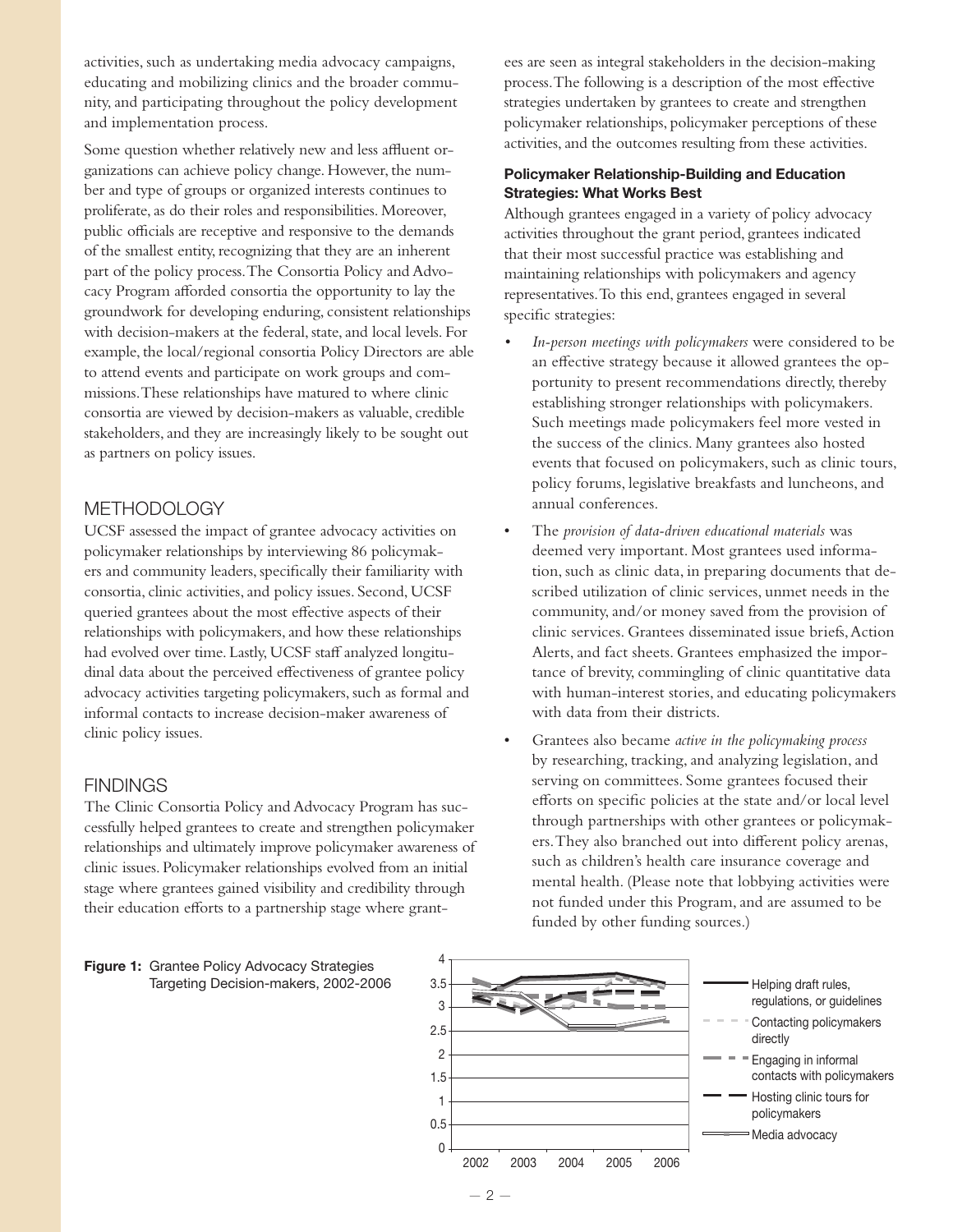activities, such as undertaking media advocacy campaigns, educating and mobilizing clinics and the broader community, and participating throughout the policy development and implementation process.

Some question whether relatively new and less affluent organizations can achieve policy change. However, the number and type of groups or organized interests continues to proliferate, as do their roles and responsibilities. Moreover, public officials are receptive and responsive to the demands of the smallest entity, recognizing that they are an inherent part of the policy process. The Consortia Policy and Advocacy Program afforded consortia the opportunity to lay the groundwork for developing enduring, consistent relationships with decision-makers at the federal, state, and local levels. For example, the local/regional consortia Policy Directors are able to attend events and participate on work groups and commissions. These relationships have matured to where clinic consortia are viewed by decision-makers as valuable, credible stakeholders, and they are increasingly likely to be sought out as partners on policy issues.

## METHODOLOGY

UCSF assessed the impact of grantee advocacy activities on policymaker relationships by interviewing 86 policymakers and community leaders, specifically their familiarity with consortia, clinic activities, and policy issues. Second, UCSF queried grantees about the most effective aspects of their relationships with policymakers, and how these relationships had evolved over time. Lastly, UCSF staff analyzed longitudinal data about the perceived effectiveness of grantee policy advocacy activities targeting policymakers, such as formal and informal contacts to increase decision-maker awareness of clinic policy issues.

## FINDINGS

The Clinic Consortia Policy and Advocacy Program has successfully helped grantees to create and strengthen policymaker relationships and ultimately improve policymaker awareness of clinic issues. Policymaker relationships evolved from an initial stage where grantees gained visibility and credibility through their education efforts to a partnership stage where grantees are seen as integral stakeholders in the decision-making process. The following is a description of the most effective strategies undertaken by grantees to create and strengthen policymaker relationships, policymaker perceptions of these activities, and the outcomes resulting from these activities.

### Policymaker Relationship-Building and Education Strategies: What Works Best

Although grantees engaged in a variety of policy advocacy activities throughout the grant period, grantees indicated that their most successful practice was establishing and maintaining relationships with policymakers and agency representatives. To this end, grantees engaged in several specific strategies:

- *In-person meetings with policymakers* were considered to be an effective strategy because it allowed grantees the opportunity to present recommendations directly, thereby establishing stronger relationships with policymakers. Such meetings made policymakers feel more vested in the success of the clinics. Many grantees also hosted events that focused on policymakers, such as clinic tours, policy forums, legislative breakfasts and luncheons, and annual conferences.
- The *provision of data-driven educational materials* was deemed very important. Most grantees used information, such as clinic data, in preparing documents that described utilization of clinic services, unmet needs in the community, and/or money saved from the provision of clinic services. Grantees disseminated issue briefs, Action Alerts, and fact sheets. Grantees emphasized the importance of brevity, commingling of clinic quantitative data with human-interest stories, and educating policymakers with data from their districts.
- Grantees also became *active in the policymaking process* by researching, tracking, and analyzing legislation, and serving on committees. Some grantees focused their efforts on specific policies at the state and/or local level through partnerships with other grantees or policymakers. They also branched out into different policy arenas, such as children's health care insurance coverage and mental health. (Please note that lobbying activities were not funded under this Program, and are assumed to be funded by other funding sources.)

**Figure 1:** Grantee Policy Advocacy Strategies Targeting Decision-makers, 2002-2006

Legend: Helping draft rules, regulations, or guidelines; Contacting policymakers directly; Engaging in informal contacts with policymakers; Hosting clinic tours for policymakers; Media advocacy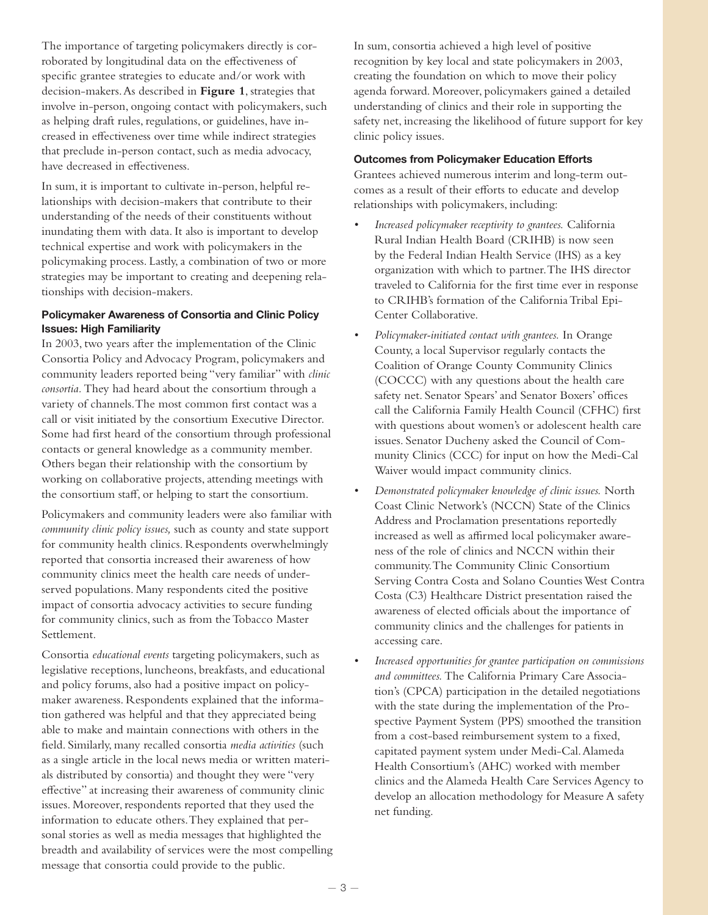The importance of targeting policymakers directly is corroborated by longitudinal data on the effectiveness of specific grantee strategies to educate and/or work with decision-makers. As described in **Figure 1**, strategies that involve in-person, ongoing contact with policymakers, such as helping draft rules, regulations, or guidelines, have increased in effectiveness over time while indirect strategies that preclude in-person contact, such as media advocacy, have decreased in effectiveness.

In sum, it is important to cultivate in-person, helpful relationships with decision-makers that contribute to their understanding of the needs of their constituents without inundating them with data. It also is important to develop technical expertise and work with policymakers in the policymaking process. Lastly, a combination of two or more strategies may be important to creating and deepening relationships with decision-makers.

### Policymaker Awareness of Consortia and Clinic Policy Issues: High Familiarity

In 2003, two years after the implementation of the Clinic Consortia Policy and Advocacy Program, policymakers and community leaders reported being "very familiar" with *clinic consortia*. They had heard about the consortium through a variety of channels. The most common first contact was a call or visit initiated by the consortium Executive Director. Some had first heard of the consortium through professional contacts or general knowledge as a community member. Others began their relationship with the consortium by working on collaborative projects, attending meetings with the consortium staff, or helping to start the consortium.

Policymakers and community leaders were also familiar with *community clinic policy issues,* such as county and state support for community health clinics. Respondents overwhelmingly reported that consortia increased their awareness of how community clinics meet the health care needs of underserved populations. Many respondents cited the positive impact of consortia advocacy activities to secure funding for community clinics, such as from the Tobacco Master Settlement.

Consortia *educational events* targeting policymakers, such as legislative receptions, luncheons, breakfasts, and educational and policy forums, also had a positive impact on policymaker awareness. Respondents explained that the information gathered was helpful and that they appreciated being able to make and maintain connections with others in the field. Similarly, many recalled consortia *media activities* (such as a single article in the local news media or written materials distributed by consortia) and thought they were "very effective" at increasing their awareness of community clinic issues. Moreover, respondents reported that they used the information to educate others. They explained that personal stories as well as media messages that highlighted the breadth and availability of services were the most compelling message that consortia could provide to the public.

In sum, consortia achieved a high level of positive recognition by key local and state policymakers in 2003, creating the foundation on which to move their policy agenda forward. Moreover, policymakers gained a detailed understanding of clinics and their role in supporting the safety net, increasing the likelihood of future support for key clinic policy issues.

### Outcomes from Policymaker Education Efforts

Grantees achieved numerous interim and long-term outcomes as a result of their efforts to educate and develop relationships with policymakers, including:

- *Increased policymaker receptivity to grantees.* California Rural Indian Health Board (CRIHB) is now seen by the Federal Indian Health Service (IHS) as a key organization with which to partner. The IHS director traveled to California for the first time ever in response to CRIHB's formation of the California Tribal Epi-Center Collaborative.
- *Policymaker-initiated contact with grantees.* In Orange County, a local Supervisor regularly contacts the Coalition of Orange County Community Clinics (COCCC) with any questions about the health care safety net. Senator Spears' and Senator Boxers' offices call the California Family Health Council (CFHC) first with questions about women's or adolescent health care issues. Senator Ducheny asked the Council of Community Clinics (CCC) for input on how the Medi-Cal Waiver would impact community clinics.
- *Demonstrated policymaker knowledge of clinic issues.* North Coast Clinic Network's (NCCN) State of the Clinics Address and Proclamation presentations reportedly increased as well as affirmed local policymaker awareness of the role of clinics and NCCN within their community. The Community Clinic Consortium Serving Contra Costa and Solano Counties West Contra Costa (C3) Healthcare District presentation raised the awareness of elected officials about the importance of community clinics and the challenges for patients in accessing care.
- *Increased opportunities for grantee participation on commissions and committees.* The California Primary Care Association's (CPCA) participation in the detailed negotiations with the state during the implementation of the Prospective Payment System (PPS) smoothed the transition from a cost-based reimbursement system to a fixed, capitated payment system under Medi-Cal. Alameda Health Consortium's (AHC) worked with member clinics and the Alameda Health Care Services Agency to develop an allocation methodology for Measure A safety net funding.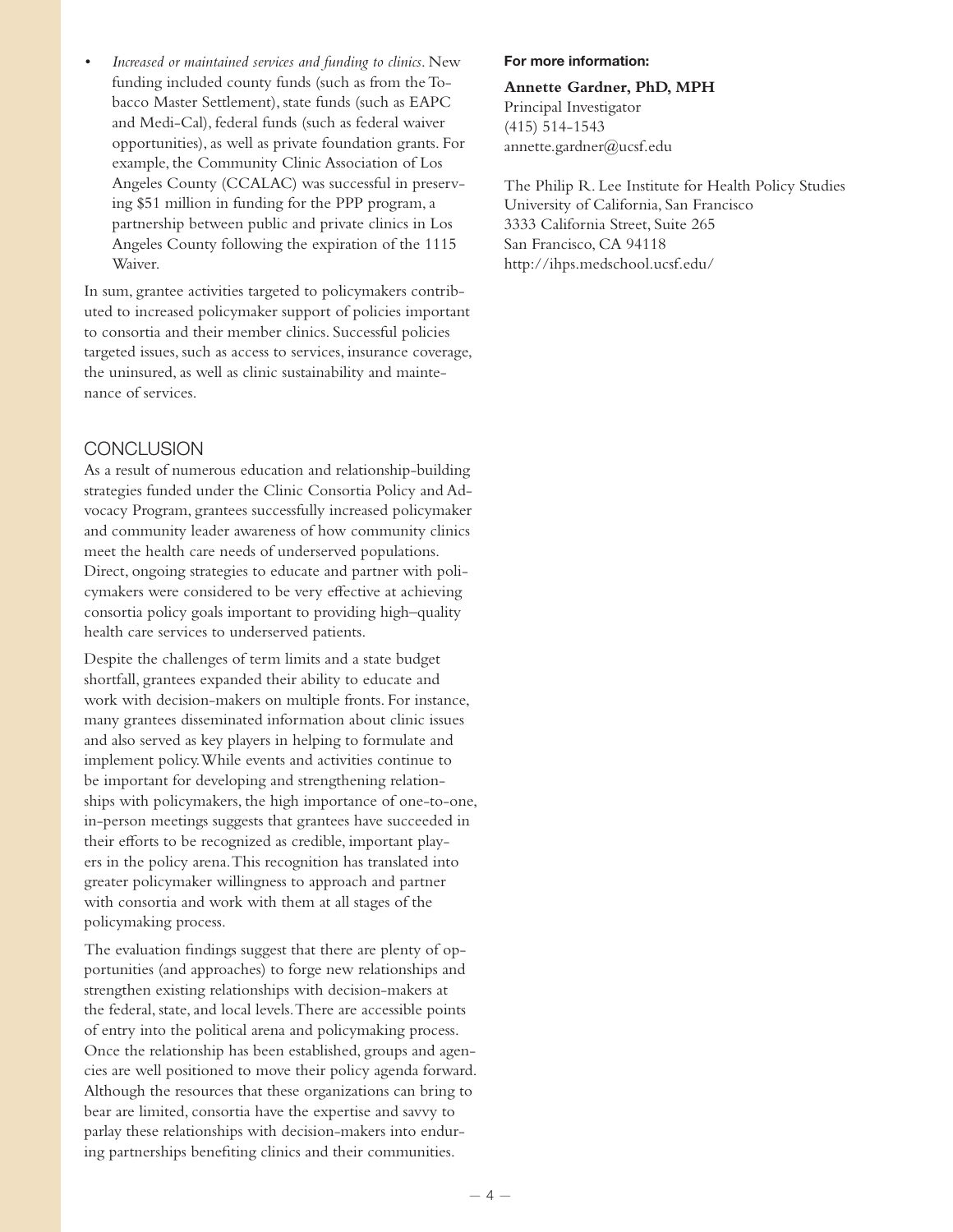- *Increased or maintained services and funding to clinics.* New funding included county funds (such as from the Tobacco Master Settlement), state funds (such as EAPC and Medi-Cal), federal funds (such as federal waiver opportunities), as well as private foundation grants. For example, the Community Clinic Association of Los Angeles County (CCALAC) was successful in preserving $51 million in funding for the PPP program, a partnership between public and private clinics in Los Angeles County following the expiration of the 1115 Waiver.

In sum, grantee activities targeted to policymakers contributed to increased policymaker support of policies important to consortia and their member clinics. Successful policies targeted issues, such as access to services, insurance coverage, the uninsured, as well as clinic sustainability and maintenance of services.

## CONCLUSION

As a result of numerous education and relationship-building strategies funded under the Clinic Consortia Policy and Advocacy Program, grantees successfully increased policymaker and community leader awareness of how community clinics meet the health care needs of underserved populations. Direct, ongoing strategies to educate and partner with policymakers were considered to be very effective at achieving consortia policy goals important to providing high–quality health care services to underserved patients.

Despite the challenges of term limits and a state budget shortfall, grantees expanded their ability to educate and work with decision-makers on multiple fronts. For instance, many grantees disseminated information about clinic issues and also served as key players in helping to formulate and implement policy. While events and activities continue to be important for developing and strengthening relationships with policymakers, the high importance of one-to-one, in-person meetings suggests that grantees have succeeded in their efforts to be recognized as credible, important players in the policy arena. This recognition has translated into greater policymaker willingness to approach and partner with consortia and work with them at all stages of the policymaking process.

The evaluation findings suggest that there are plenty of opportunities (and approaches) to forge new relationships and strengthen existing relationships with decision-makers at the federal, state, and local levels. There are accessible points of entry into the political arena and policymaking process. Once the relationship has been established, groups and agencies are well positioned to move their policy agenda forward. Although the resources that these organizations can bring to bear are limited, consortia have the expertise and savvy to parlay these relationships with decision-makers into enduring partnerships benefiting clinics and their communities.

**For more information:**

**Annette Gardner, PhD, MPH**
Principal Investigator
(415) 514-1543
annette.gardner@ucsf.edu

The Philip R. Lee Institute for Health Policy Studies
University of California, San Francisco
3333 California Street, Suite 265
San Francisco, CA 94118
http://ihps.medschool.ucsf.edu/